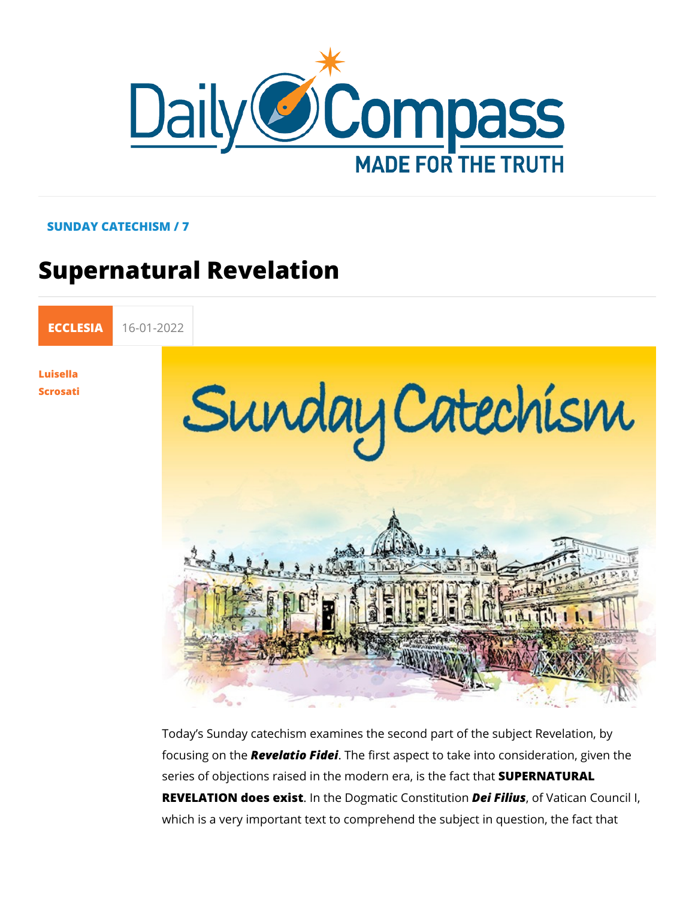SUNDAY CATECHISM / 7

# Supernatural Revelation

ECCLESIA 16-01-2022

Luisella Scrosati

Today's Sunday catechism examines the second part of the subject Revelation, by focusing on the ***Revelatio Fidei***. The first aspect to take into consideration, given the series of objections raised in the modern era, is the fact that **SUPERNATURAL REVELATION does exist**. In the Dogmatic Constitution ***Dei Filius***, of Vatican Council I, which is a very important text to comprehend the subject in question, the fact that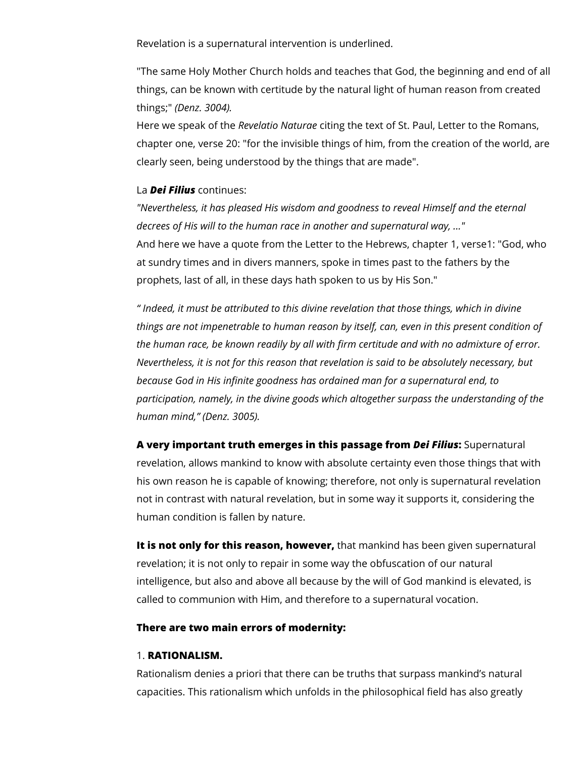Revelation is a supernatural intervention is underlined.

"The same Holy Mother Church holds and teaches that God, the beginning and end of all things, can be known with certitude by the natural light of human reason from created things;" *(Denz. 3004).*
Here we speak of the *Revelatio Naturae* citing the text of St. Paul, Letter to the Romans, chapter one, verse 20: "for the invisible things of him, from the creation of the world, are clearly seen, being understood by the things that are made".

La ***Dei Filius*** continues:
*"Nevertheless, it has pleased His wisdom and goodness to reveal Himself and the eternal decrees of His will to the human race in another and supernatural way, ..."*
And here we have a quote from the Letter to the Hebrews, chapter 1, verse1: "God, who at sundry times and in divers manners, spoke in times past to the fathers by the prophets, last of all, in these days hath spoken to us by His Son."

*" Indeed, it must be attributed to this divine revelation that those things, which in divine things are not impenetrable to human reason by itself, can, even in this present condition of the human race, be known readily by all with firm certitude and with no admixture of error. Nevertheless, it is not for this reason that revelation is said to be absolutely necessary, but because God in His infinite goodness has ordained man for a supernatural end, to participation, namely, in the divine goods which altogether surpass the understanding of the human mind," (Denz. 3005).*

**A very important truth emerges in this passage from *Dei Filius*:** Supernatural revelation, allows mankind to know with absolute certainty even those things that with his own reason he is capable of knowing; therefore, not only is supernatural revelation not in contrast with natural revelation, but in some way it supports it, considering the human condition is fallen by nature.

**It is not only for this reason, however,** that mankind has been given supernatural revelation; it is not only to repair in some way the obfuscation of our natural intelligence, but also and above all because by the will of God mankind is elevated, is called to communion with Him, and therefore to a supernatural vocation.

**There are two main errors of modernity:**

1. **RATIONALISM.**
Rationalism denies a priori that there can be truths that surpass mankind's natural capacities. This rationalism which unfolds in the philosophical field has also greatly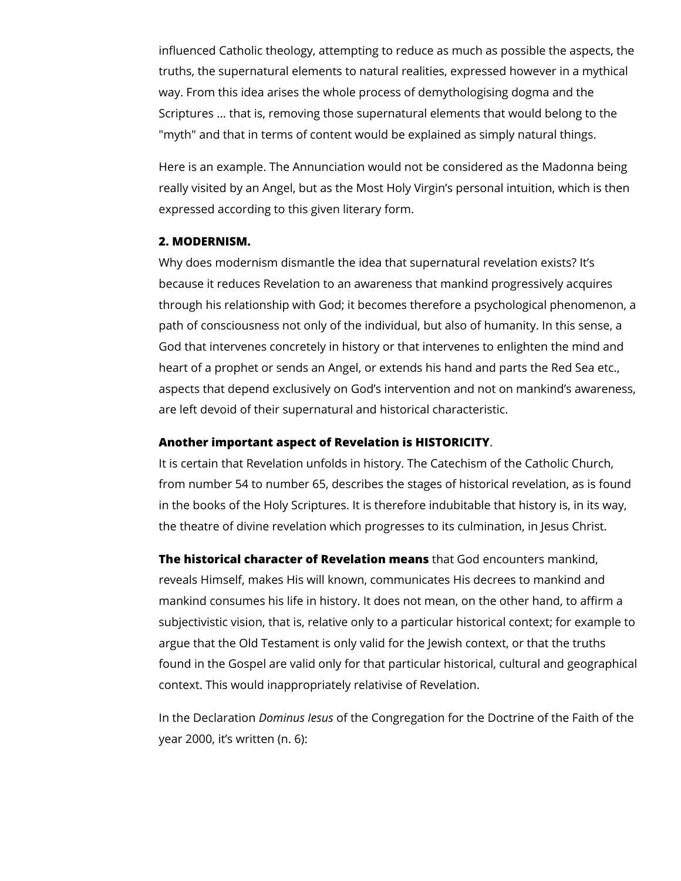influenced Catholic theology, attempting to reduce as much as possible the aspects, the truths, the supernatural elements to natural realities, expressed however in a mythical way. From this idea arises the whole process of demythologising dogma and the Scriptures ... that is, removing those supernatural elements that would belong to the "myth" and that in terms of content would be explained as simply natural things.

Here is an example. The Annunciation would not be considered as the Madonna being really visited by an Angel, but as the Most Holy Virgin's personal intuition, which is then expressed according to this given literary form.

**2. MODERNISM.**

Why does modernism dismantle the idea that supernatural revelation exists? It's because it reduces Revelation to an awareness that mankind progressively acquires through his relationship with God; it becomes therefore a psychological phenomenon, a path of consciousness not only of the individual, but also of humanity. In this sense, a God that intervenes concretely in history or that intervenes to enlighten the mind and heart of a prophet or sends an Angel, or extends his hand and parts the Red Sea etc., aspects that depend exclusively on God's intervention and not on mankind's awareness, are left devoid of their supernatural and historical characteristic.

**Another important aspect of Revelation is HISTORICITY**.

It is certain that Revelation unfolds in history. The Catechism of the Catholic Church, from number 54 to number 65, describes the stages of historical revelation, as is found in the books of the Holy Scriptures. It is therefore indubitable that history is, in its way, the theatre of divine revelation which progresses to its culmination, in Jesus Christ.

**The historical character of Revelation means** that God encounters mankind, reveals Himself, makes His will known, communicates His decrees to mankind and mankind consumes his life in history. It does not mean, on the other hand, to affirm a subjectivistic vision, that is, relative only to a particular historical context; for example to argue that the Old Testament is only valid for the Jewish context, or that the truths found in the Gospel are valid only for that particular historical, cultural and geographical context. This would inappropriately relativise of Revelation.

In the Declaration *Dominus Iesus* of the Congregation for the Doctrine of the Faith of the year 2000, it's written (n. 6):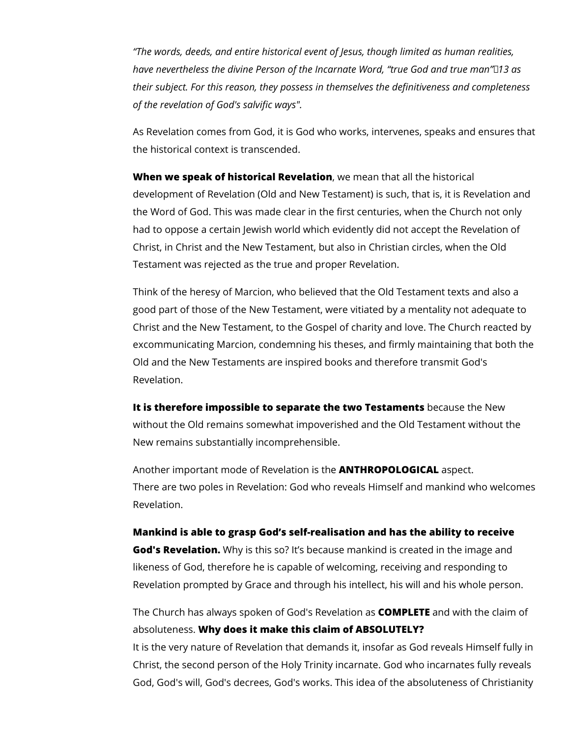*"The words, deeds, and entire historical event of Jesus, though limited as human realities, have nevertheless the divine Person of the Incarnate Word, "true God and true man"[13] as their subject. For this reason, they possess in themselves the definitiveness and completeness of the revelation of God's salvific ways".*

As Revelation comes from God, it is God who works, intervenes, speaks and ensures that the historical context is transcended.

**When we speak of historical Revelation**, we mean that all the historical development of Revelation (Old and New Testament) is such, that is, it is Revelation and the Word of God. This was made clear in the first centuries, when the Church not only had to oppose a certain Jewish world which evidently did not accept the Revelation of Christ, in Christ and the New Testament, but also in Christian circles, when the Old Testament was rejected as the true and proper Revelation.

Think of the heresy of Marcion, who believed that the Old Testament texts and also a good part of those of the New Testament, were vitiated by a mentality not adequate to Christ and the New Testament, to the Gospel of charity and love. The Church reacted by excommunicating Marcion, condemning his theses, and firmly maintaining that both the Old and the New Testaments are inspired books and therefore transmit God's Revelation.

**It is therefore impossible to separate the two Testaments** because the New without the Old remains somewhat impoverished and the Old Testament without the New remains substantially incomprehensible.

Another important mode of Revelation is the **ANTHROPOLOGICAL** aspect.
There are two poles in Revelation: God who reveals Himself and mankind who welcomes Revelation.

**Mankind is able to grasp God's self-realisation and has the ability to receive God's Revelation.** Why is this so? It's because mankind is created in the image and likeness of God, therefore he is capable of welcoming, receiving and responding to Revelation prompted by Grace and through his intellect, his will and his whole person.

The Church has always spoken of God's Revelation as **COMPLETE** and with the claim of absoluteness. **Why does it make this claim of ABSOLUTELY?**
It is the very nature of Revelation that demands it, insofar as God reveals Himself fully in Christ, the second person of the Holy Trinity incarnate. God who incarnates fully reveals God, God's will, God's decrees, God's works. This idea of the absoluteness of Christianity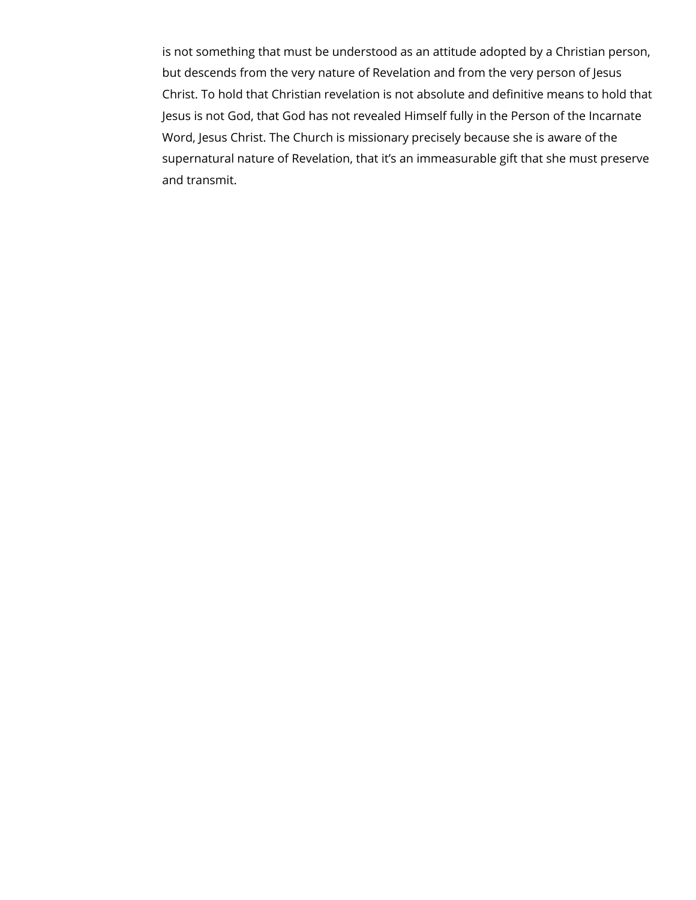is not something that must be understood as an attitude adopted by a Christian person, but descends from the very nature of Revelation and from the very person of Jesus Christ. To hold that Christian revelation is not absolute and definitive means to hold that Jesus is not God, that God has not revealed Himself fully in the Person of the Incarnate Word, Jesus Christ. The Church is missionary precisely because she is aware of the supernatural nature of Revelation, that it's an immeasurable gift that she must preserve and transmit.